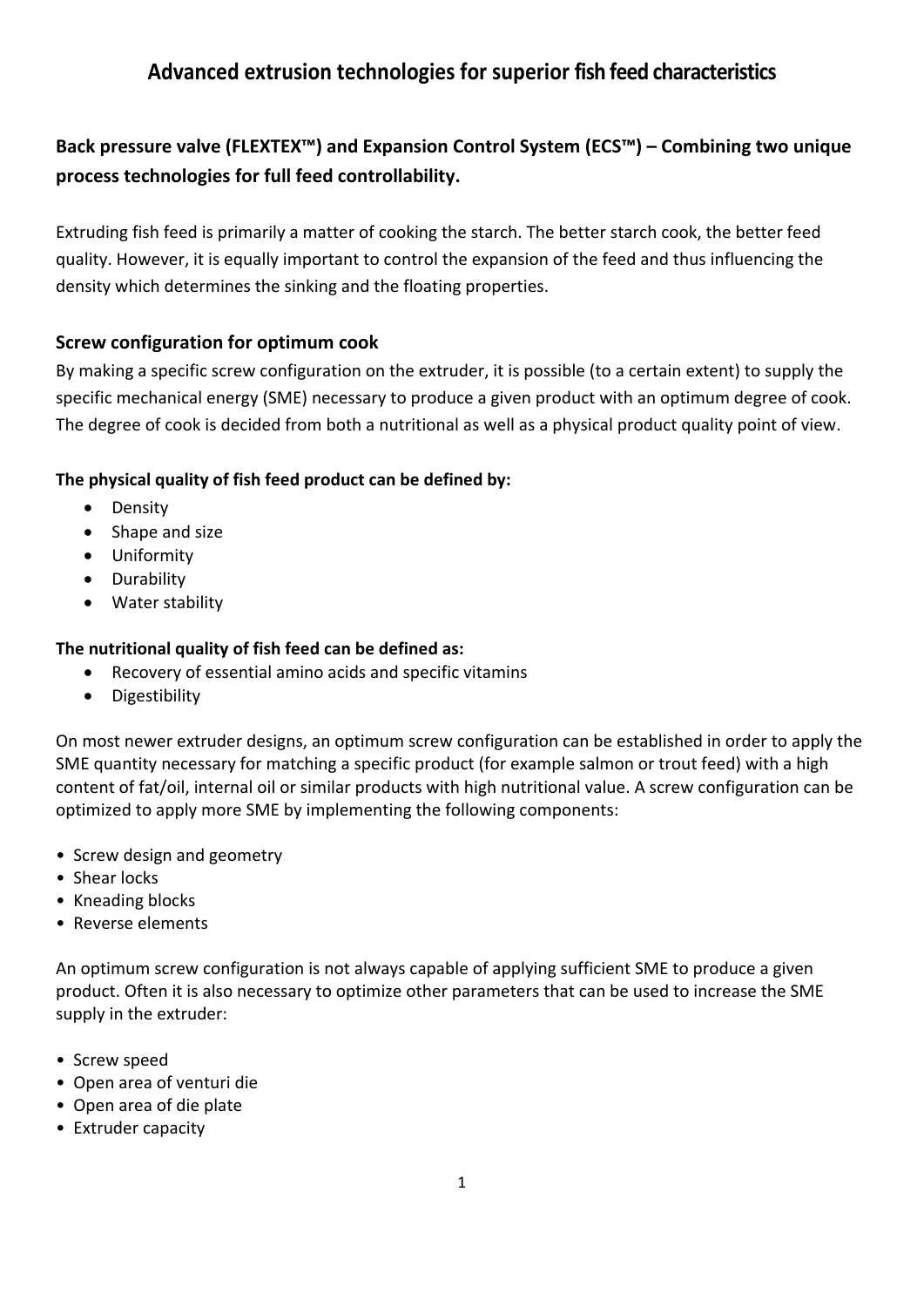# Advanced extrusion technologies for superior fish feed characteristics

## Back pressure valve (FLEXTEX™) and Expansion Control System (ECS™) – Combining two unique process technologies for full feed controllability.

Extruding fish feed is primarily a matter of cooking the starch. The better starch cook, the better feed quality. However, it is equally important to control the expansion of the feed and thus influencing the density which determines the sinking and the floating properties.

### Screw configuration for optimum cook

By making a specific screw configuration on the extruder, it is possible (to a certain extent) to supply the specific mechanical energy (SME) necessary to produce a given product with an optimum degree of cook. The degree of cook is decided from both a nutritional as well as a physical product quality point of view.

**The physical quality of fish feed product can be defined by:**

- Density
- Shape and size
- Uniformity
- Durability
- Water stability

**The nutritional quality of fish feed can be defined as:**

- Recovery of essential amino acids and specific vitamins
- Digestibility

On most newer extruder designs, an optimum screw configuration can be established in order to apply the SME quantity necessary for matching a specific product (for example salmon or trout feed) with a high content of fat/oil, internal oil or similar products with high nutritional value. A screw configuration can be optimized to apply more SME by implementing the following components:

- Screw design and geometry
- Shear locks
- Kneading blocks
- Reverse elements

An optimum screw configuration is not always capable of applying sufficient SME to produce a given product. Often it is also necessary to optimize other parameters that can be used to increase the SME supply in the extruder:

- Screw speed
- Open area of venturi die
- Open area of die plate
- Extruder capacity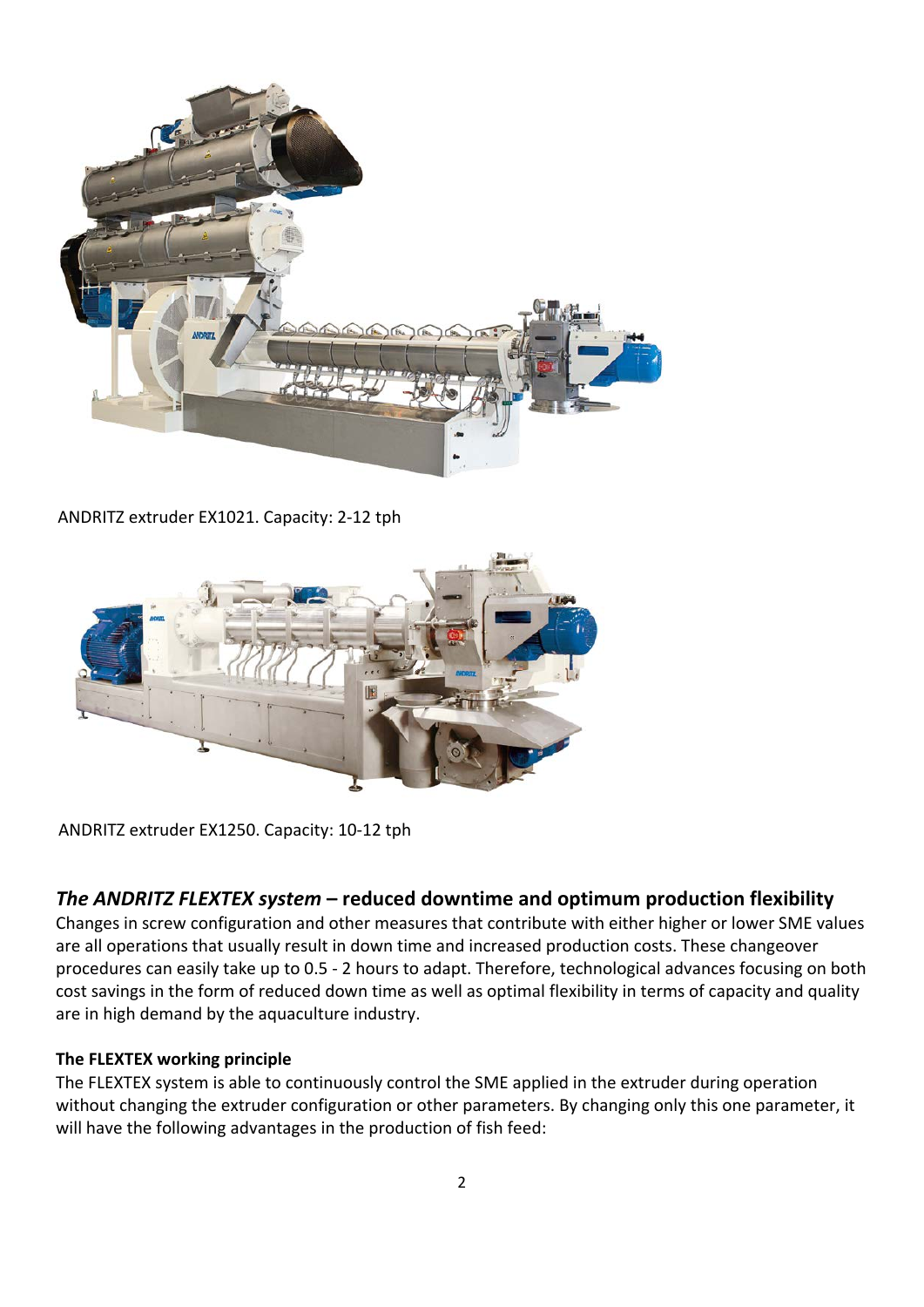ANDRITZ extruder EX1021. Capacity: 2-12 tph

ANDRITZ extruder EX1250. Capacity: 10-12 tph

## *The ANDRITZ FLEXTEX system* – reduced downtime and optimum production flexibility

Changes in screw configuration and other measures that contribute with either higher or lower SME values are all operations that usually result in down time and increased production costs. These changeover procedures can easily take up to 0.5 - 2 hours to adapt. Therefore, technological advances focusing on both cost savings in the form of reduced down time as well as optimal flexibility in terms of capacity and quality are in high demand by the aquaculture industry.

### The FLEXTEX working principle

The FLEXTEX system is able to continuously control the SME applied in the extruder during operation without changing the extruder configuration or other parameters. By changing only this one parameter, it will have the following advantages in the production of fish feed: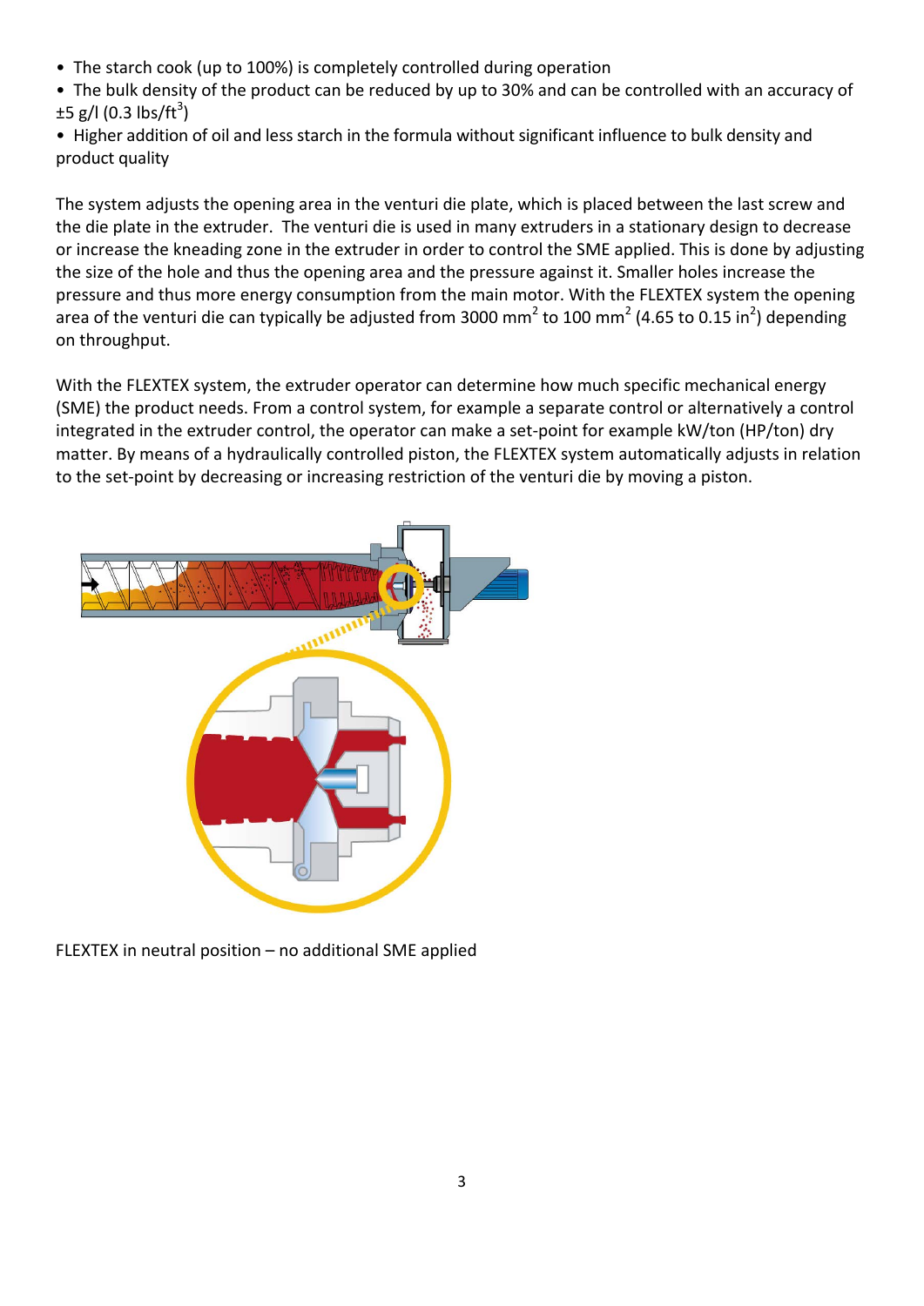- The starch cook (up to 100%) is completely controlled during operation
- The bulk density of the product can be reduced by up to 30% and can be controlled with an accuracy of ±5 g/l (0.3 lbs/ft$^3$)
- Higher addition of oil and less starch in the formula without significant influence to bulk density and product quality

The system adjusts the opening area in the venturi die plate, which is placed between the last screw and the die plate in the extruder. The venturi die is used in many extruders in a stationary design to decrease or increase the kneading zone in the extruder in order to control the SME applied. This is done by adjusting the size of the hole and thus the opening area and the pressure against it. Smaller holes increase the pressure and thus more energy consumption from the main motor. With the FLEXTEX system the opening area of the venturi die can typically be adjusted from 3000 mm$^2$ to 100 mm$^2$ (4.65 to 0.15 in$^2$) depending on throughput.

With the FLEXTEX system, the extruder operator can determine how much specific mechanical energy (SME) the product needs. From a control system, for example a separate control or alternatively a control integrated in the extruder control, the operator can make a set-point for example kW/ton (HP/ton) dry matter. By means of a hydraulically controlled piston, the FLEXTEX system automatically adjusts in relation to the set-point by decreasing or increasing restriction of the venturi die by moving a piston.

FLEXTEX in neutral position – no additional SME applied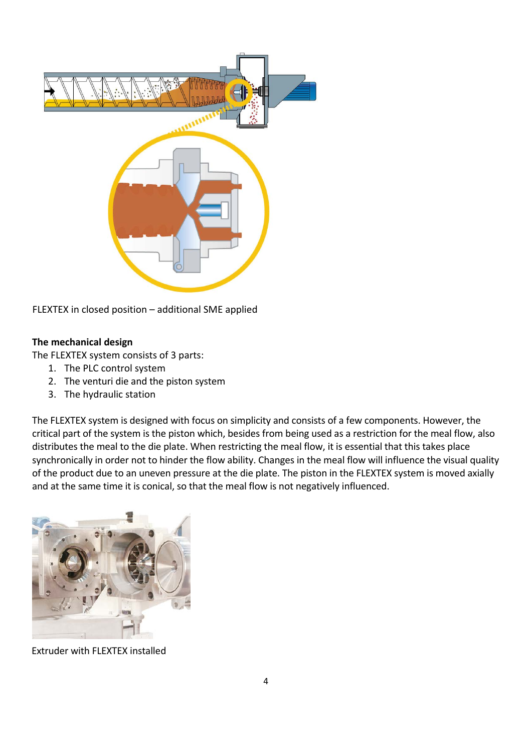FLEXTEX in closed position – additional SME applied

**The mechanical design**

The FLEXTEX system consists of 3 parts:

1. The PLC control system
2. The venturi die and the piston system
3. The hydraulic station

The FLEXTEX system is designed with focus on simplicity and consists of a few components. However, the critical part of the system is the piston which, besides from being used as a restriction for the meal flow, also distributes the meal to the die plate. When restricting the meal flow, it is essential that this takes place synchronically in order not to hinder the flow ability. Changes in the meal flow will influence the visual quality of the product due to an uneven pressure at the die plate. The piston in the FLEXTEX system is moved axially and at the same time it is conical, so that the meal flow is not negatively influenced.

Extruder with FLEXTEX installed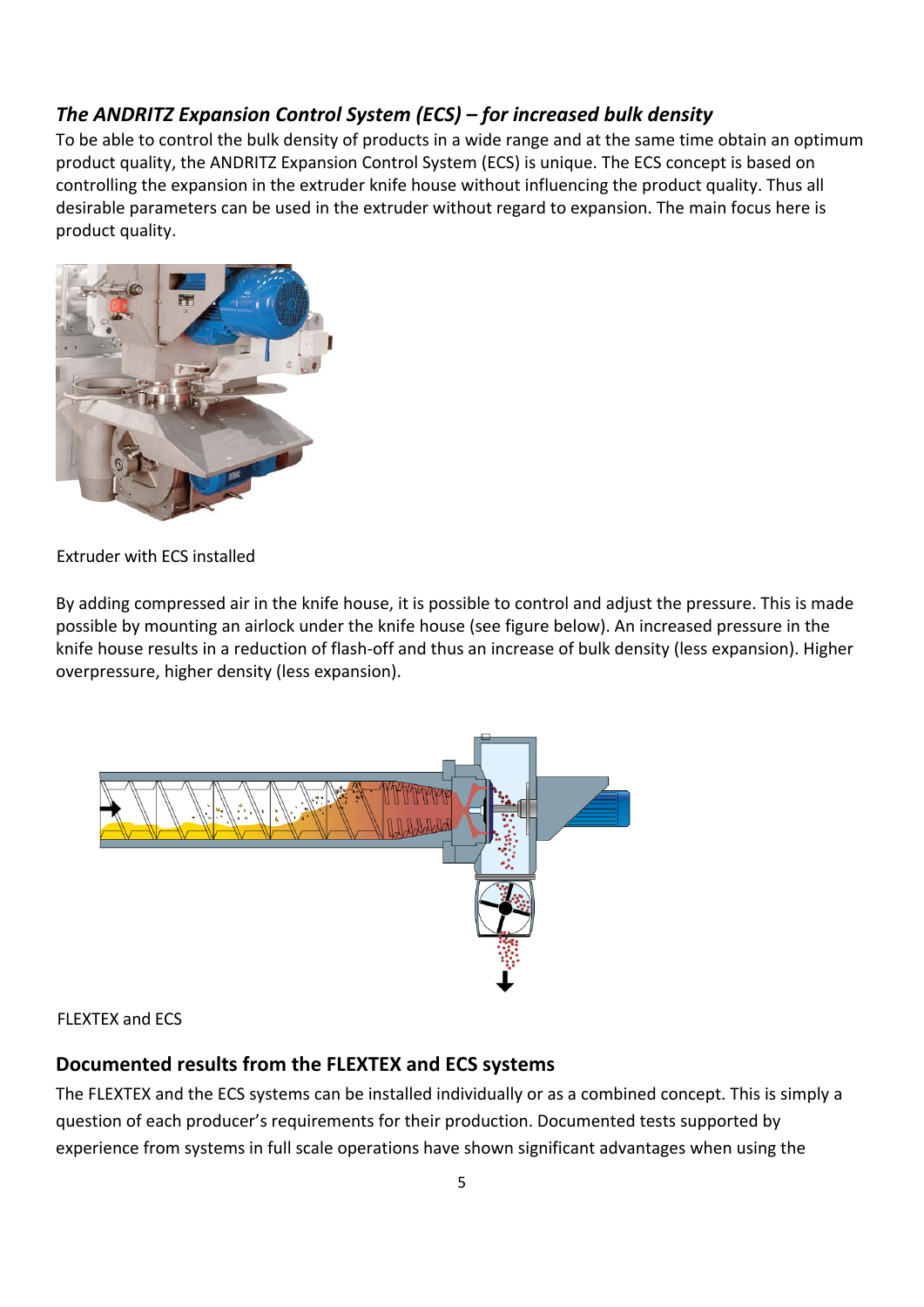### *The ANDRITZ Expansion Control System (ECS) – for increased bulk density*

To be able to control the bulk density of products in a wide range and at the same time obtain an optimum product quality, the ANDRITZ Expansion Control System (ECS) is unique. The ECS concept is based on controlling the expansion in the extruder knife house without influencing the product quality. Thus all desirable parameters can be used in the extruder without regard to expansion. The main focus here is product quality.

Extruder with ECS installed

By adding compressed air in the knife house, it is possible to control and adjust the pressure. This is made possible by mounting an airlock under the knife house (see figure below). An increased pressure in the knife house results in a reduction of flash-off and thus an increase of bulk density (less expansion). Higher overpressure, higher density (less expansion).

FLEXTEX and ECS

## Documented results from the FLEXTEX and ECS systems

The FLEXTEX and the ECS systems can be installed individually or as a combined concept. This is simply a question of each producer's requirements for their production. Documented tests supported by experience from systems in full scale operations have shown significant advantages when using the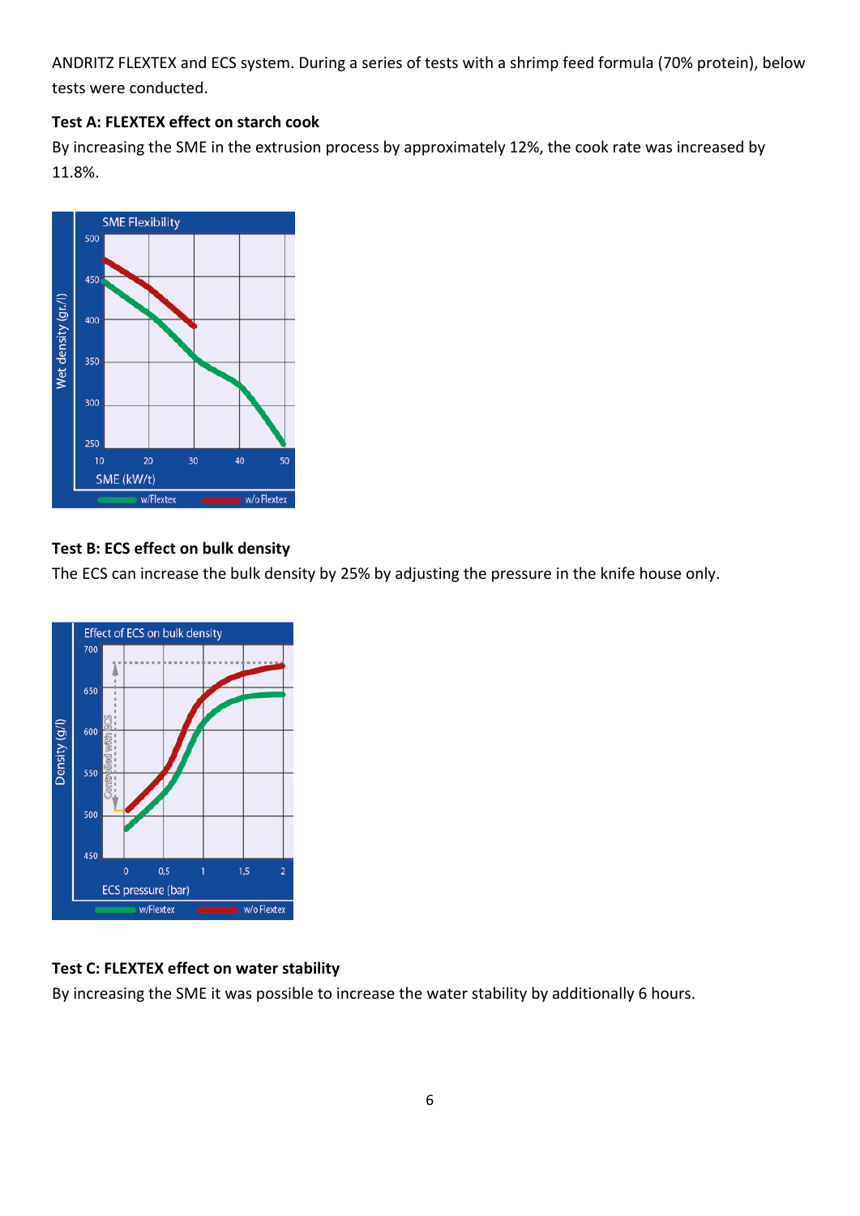ANDRITZ FLEXTEX and ECS system. During a series of tests with a shrimp feed formula (70% protein), below tests were conducted.

**Test A: FLEXTEX effect on starch cook**

By increasing the SME in the extrusion process by approximately 12%, the cook rate was increased by 11.8%.

**Test B: ECS effect on bulk density**

The ECS can increase the bulk density by 25% by adjusting the pressure in the knife house only.

**Test C: FLEXTEX effect on water stability**

By increasing the SME it was possible to increase the water stability by additionally 6 hours.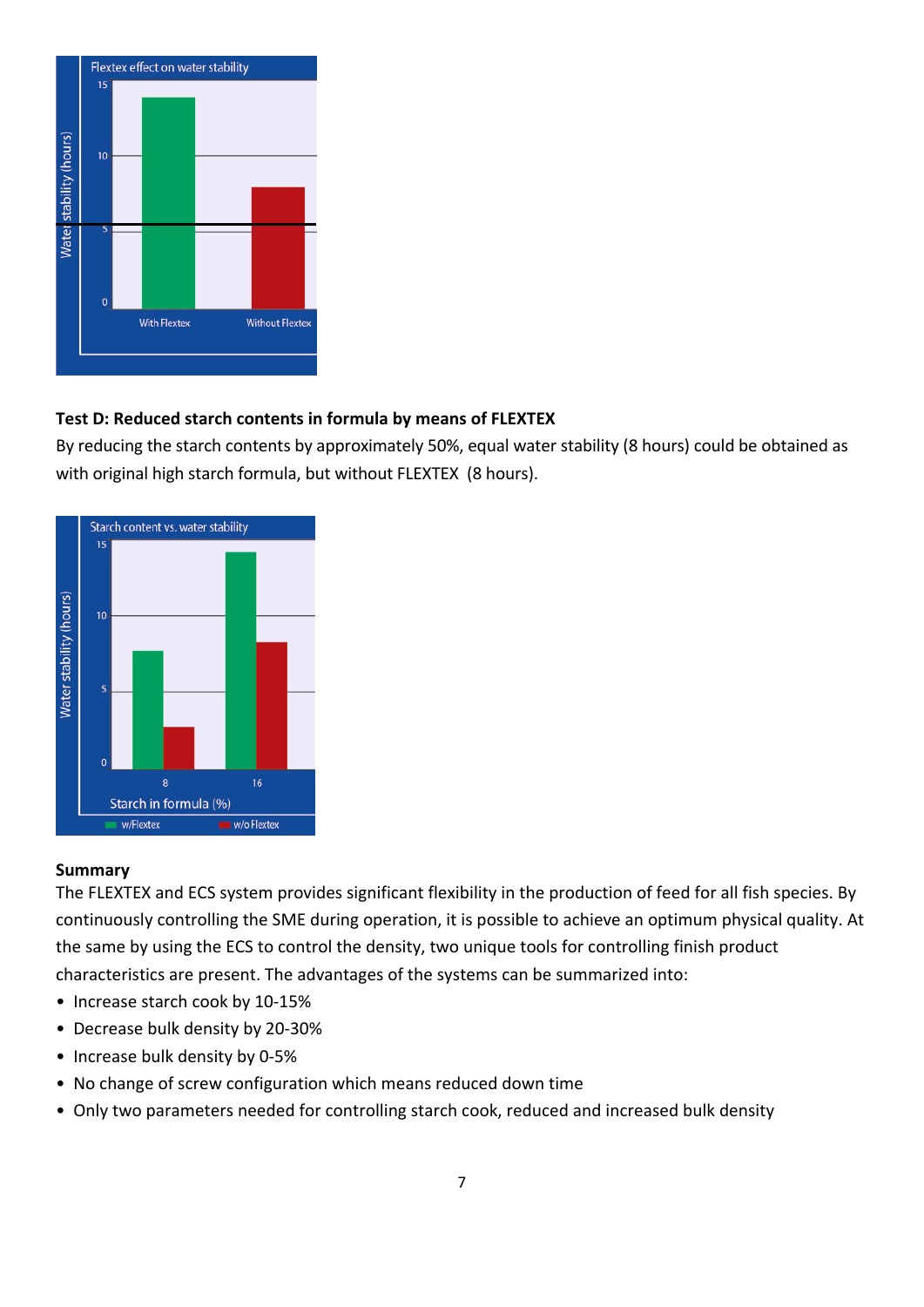Flextex effect on water stability

Water stability (hours)

15

10

5

0

With Flextex

Without Flextex

**Test D: Reduced starch contents in formula by means of FLEXTEX**

By reducing the starch contents by approximately 50%, equal water stability (8 hours) could be obtained as with original high starch formula, but without FLEXTEX (8 hours).

Starch content vs. water stability

Water stability (hours)

15

10

5

0

8

16

Starch in formula (%)

w/Flextex

w/o Flextex

**Summary**

The FLEXTEX and ECS system provides significant flexibility in the production of feed for all fish species. By continuously controlling the SME during operation, it is possible to achieve an optimum physical quality. At the same by using the ECS to control the density, two unique tools for controlling finish product characteristics are present. The advantages of the systems can be summarized into:

- Increase starch cook by 10-15%
- Decrease bulk density by 20-30%
- Increase bulk density by 0-5%
- No change of screw configuration which means reduced down time
- Only two parameters needed for controlling starch cook, reduced and increased bulk density